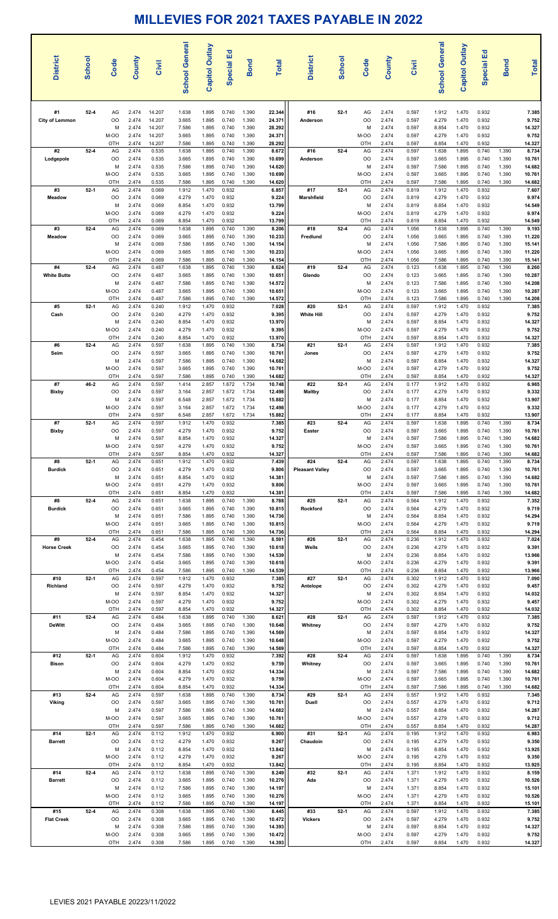# MILLEVIES FOR 2021 TAXES PAYABLE IN 2022

| District | School | Code | County | Civil | School General | Capitol Outlay | Special Ed | Bond | Total |
|---|---|---|---|---|---|---|---|---|---|
| #1 | 52-4 | AG | 2.474 | 14.207 | 1.638 | 1.895 | 0.740 | 1.390 | 22.344 |
| City of Lemmon | | OO | 2.474 | 14.207 | 3.665 | 1.895 | 0.740 | 1.390 | 24.371 |
| | | M | 2.474 | 14.207 | 7.586 | 1.895 | 0.740 | 1.390 | 28.292 |
| | | M-OO | 2.474 | 14.207 | 3.665 | 1.895 | 0.740 | 1.390 | 24.371 |
| | | OTH | 2.474 | 14.207 | 7.586 | 1.895 | 0.740 | 1.390 | 28.292 |
| #2 | 52-4 | AG | 2.474 | 0.535 | 1.638 | 1.895 | 0.740 | 1.390 | 8.672 |
| Lodgepole | | OO | 2.474 | 0.535 | 3.665 | 1.895 | 0.740 | 1.390 | 10.699 |
| | | M | 2.474 | 0.535 | 7.586 | 1.895 | 0.740 | 1.390 | 14.620 |
| | | M-OO | 2.474 | 0.535 | 3.665 | 1.895 | 0.740 | 1.390 | 10.699 |
| | | OTH | 2.474 | 0.535 | 7.586 | 1.895 | 0.740 | 1.390 | 14.620 |
| #3 | 52-1 | AG | 2.474 | 0.069 | 1.912 | 1.470 | 0.932 | | 6.857 |
| Meadow | | OO | 2.474 | 0.069 | 4.279 | 1.470 | 0.932 | | 9.224 |
| | | M | 2.474 | 0.069 | 8.854 | 1.470 | 0.932 | | 13.799 |
| | | M-OO | 2.474 | 0.069 | 4.279 | 1.470 | 0.932 | | 9.224 |
| | | OTH | 2.474 | 0.069 | 8.854 | 1.470 | 0.932 | | 13.799 |
| #3 | 52-4 | AG | 2.474 | 0.069 | 1.638 | 1.895 | 0.740 | 1.390 | 8.206 |
| Meadow | | OO | 2.474 | 0.069 | 3.665 | 1.895 | 0.740 | 1.390 | 10.233 |
| | | M | 2.474 | 0.069 | 7.586 | 1.895 | 0.740 | 1.390 | 14.154 |
| | | M-OO | 2.474 | 0.069 | 3.665 | 1.895 | 0.740 | 1.390 | 10.233 |
| | | OTH | 2.474 | 0.069 | 7.586 | 1.895 | 0.740 | 1.390 | 14.154 |
| #4 | 52-4 | AG | 2.474 | 0.487 | 1.638 | 1.895 | 0.740 | 1.390 | 8.624 |
| White Butte | | OO | 2.474 | 0.487 | 3.665 | 1.895 | 0.740 | 1.390 | 10.651 |
| | | M | 2.474 | 0.487 | 7.586 | 1.895 | 0.740 | 1.390 | 14.572 |
| | | M-OO | 2.474 | 0.487 | 3.665 | 1.895 | 0.740 | 1.390 | 10.651 |
| | | OTH | 2.474 | 0.487 | 7.586 | 1.895 | 0.740 | 1.390 | 14.572 |
| #5 | 52-1 | AG | 2.474 | 0.240 | 1.912 | 1.470 | 0.932 | | 7.028 |
| Cash | | OO | 2.474 | 0.240 | 4.279 | 1.470 | 0.932 | | 9.395 |
| | | M | 2.474 | 0.240 | 8.854 | 1.470 | 0.932 | | 13.970 |
| | | M-OO | 2.474 | 0.240 | 4.279 | 1.470 | 0.932 | | 9.395 |
| | | OTH | 2.474 | 0.240 | 8.854 | 1.470 | 0.932 | | 13.970 |
| #6 | 52-4 | AG | 2.474 | 0.597 | 1.638 | 1.895 | 0.740 | 1.390 | 8.734 |
| Seim | | OO | 2.474 | 0.597 | 3.665 | 1.895 | 0.740 | 1.390 | 10.761 |
| | | M | 2.474 | 0.597 | 7.586 | 1.895 | 0.740 | 1.390 | 14.682 |
| | | M-OO | 2.474 | 0.597 | 3.665 | 1.895 | 0.740 | 1.390 | 10.761 |
| | | OTH | 2.474 | 0.597 | 7.586 | 1.895 | 0.740 | 1.390 | 14.682 |
| #7 | 46-2 | AG | 2.474 | 0.597 | 1.414 | 2.857 | 1.672 | 1.734 | 10.748 |
| Bixby | | OO | 2.474 | 0.597 | 3.164 | 2.857 | 1.672 | 1.734 | 12.498 |
| | | M | 2.474 | 0.597 | 6.548 | 2.857 | 1.672 | 1.734 | 15.882 |
| | | M-OO | 2.474 | 0.597 | 3.164 | 2.857 | 1.672 | 1.734 | 12.498 |
| | | OTH | 2.474 | 0.597 | 6.548 | 2.857 | 1.672 | 1.734 | 15.882 |
| #7 | 52-1 | AG | 2.474 | 0.597 | 1.912 | 1.470 | 0.932 | | 7.385 |
| Bixby | | OO | 2.474 | 0.597 | 4.279 | 1.470 | 0.932 | | 9.752 |
| | | M | 2.474 | 0.597 | 8.854 | 1.470 | 0.932 | | 14.327 |
| | | M-OO | 2.474 | 0.597 | 4.279 | 1.470 | 0.932 | | 9.752 |
| | | OTH | 2.474 | 0.597 | 8.854 | 1.470 | 0.932 | | 14.327 |
| #8 | 52-1 | AG | 2.474 | 0.651 | 1.912 | 1.470 | 0.932 | | 7.439 |
| Burdick | | OO | 2.474 | 0.651 | 4.279 | 1.470 | 0.932 | | 9.806 |
| | | M | 2.474 | 0.651 | 8.854 | 1.470 | 0.932 | | 14.381 |
| | | M-OO | 2.474 | 0.651 | 4.279 | 1.470 | 0.932 | | 9.806 |
| | | OTH | 2.474 | 0.651 | 8.854 | 1.470 | 0.932 | | 14.381 |
| #8 | 52-4 | AG | 2.474 | 0.651 | 1.638 | 1.895 | 0.740 | 1.390 | 8.788 |
| Burdick | | OO | 2.474 | 0.651 | 3.665 | 1.895 | 0.740 | 1.390 | 10.815 |
| | | M | 2.474 | 0.651 | 7.586 | 1.895 | 0.740 | 1.390 | 14.736 |
| | | M-OO | 2.474 | 0.651 | 3.665 | 1.895 | 0.740 | 1.390 | 10.815 |
| | | OTH | 2.474 | 0.651 | 7.586 | 1.895 | 0.740 | 1.390 | 14.736 |
| #9 | 52-4 | AG | 2.474 | 0.454 | 1.638 | 1.895 | 0.740 | 1.390 | 8.591 |
| Horse Creek | | OO | 2.474 | 0.454 | 3.665 | 1.895 | 0.740 | 1.390 | 10.618 |
| | | M | 2.474 | 0.454 | 7.586 | 1.895 | 0.740 | 1.390 | 14.539 |
| | | M-OO | 2.474 | 0.454 | 3.665 | 1.895 | 0.740 | 1.390 | 10.618 |
| | | OTH | 2.474 | 0.454 | 7.586 | 1.895 | 0.740 | 1.390 | 14.539 |
| #10 | 52-1 | AG | 2.474 | 0.597 | 1.912 | 1.470 | 0.932 | | 7.385 |
| Richland | | OO | 2.474 | 0.597 | 4.279 | 1.470 | 0.932 | | 9.752 |
| | | M | 2.474 | 0.597 | 8.854 | 1.470 | 0.932 | | 14.327 |
| | | M-OO | 2.474 | 0.597 | 4.279 | 1.470 | 0.932 | | 9.752 |
| | | OTH | 2.474 | 0.597 | 8.854 | 1.470 | 0.932 | | 14.327 |
| #11 | 52-4 | AG | 2.474 | 0.484 | 1.638 | 1.895 | 0.740 | 1.390 | 8.621 |
| DeWitt | | OO | 2.474 | 0.484 | 3.665 | 1.895 | 0.740 | 1.390 | 10.648 |
| | | M | 2.474 | 0.484 | 7.586 | 1.895 | 0.740 | 1.390 | 14.569 |
| | | M-OO | 2.474 | 0.484 | 3.665 | 1.895 | 0.740 | 1.390 | 10.648 |
| | | OTH | 2.474 | 0.484 | 7.586 | 1.895 | 0.740 | 1.390 | 14.569 |
| #12 | 52-1 | AG | 2.474 | 0.604 | 1.912 | 1.470 | 0.932 | | 7.392 |
| Bison | | OO | 2.474 | 0.604 | 4.279 | 1.470 | 0.932 | | 9.759 |
| | | M | 2.474 | 0.604 | 8.854 | 1.470 | 0.932 | | 14.334 |
| | | M-OO | 2.474 | 0.604 | 4.279 | 1.470 | 0.932 | | 9.759 |
| | | OTH | 2.474 | 0.604 | 8.854 | 1.470 | 0.932 | | 14.334 |
| #13 | 52-4 | AG | 2.474 | 0.597 | 1.638 | 1.895 | 0.740 | 1.390 | 8.734 |
| Viking | | OO | 2.474 | 0.597 | 3.665 | 1.895 | 0.740 | 1.390 | 10.761 |
| | | M | 2.474 | 0.597 | 7.586 | 1.895 | 0.740 | 1.390 | 14.682 |
| | | M-OO | 2.474 | 0.597 | 3.665 | 1.895 | 0.740 | 1.390 | 10.761 |
| | | OTH | 2.474 | 0.597 | 7.586 | 1.895 | 0.740 | 1.390 | 14.682 |
| #14 | 52-1 | AG | 2.474 | 0.112 | 1.912 | 1.470 | 0.932 | | 6.900 |
| Barrett | | OO | 2.474 | 0.112 | 4.279 | 1.470 | 0.932 | | 9.267 |
| | | M | 2.474 | 0.112 | 8.854 | 1.470 | 0.932 | | 13.842 |
| | | M-OO | 2.474 | 0.112 | 4.279 | 1.470 | 0.932 | | 9.267 |
| | | OTH | 2.474 | 0.112 | 8.854 | 1.470 | 0.932 | | 13.842 |
| #14 | 52-4 | AG | 2.474 | 0.112 | 1.638 | 1.895 | 0.740 | 1.390 | 8.249 |
| Barrett | | OO | 2.474 | 0.112 | 3.665 | 1.895 | 0.740 | 1.390 | 10.276 |
| | | M | 2.474 | 0.112 | 7.586 | 1.895 | 0.740 | 1.390 | 14.197 |
| | | M-OO | 2.474 | 0.112 | 3.665 | 1.895 | 0.740 | 1.390 | 10.276 |
| | | OTH | 2.474 | 0.112 | 7.586 | 1.895 | 0.740 | 1.390 | 14.197 |
| #15 | 52-4 | AG | 2.474 | 0.308 | 1.638 | 1.895 | 0.740 | 1.390 | 8.445 |
| Flat Creek | | OO | 2.474 | 0.308 | 3.665 | 1.895 | 0.740 | 1.390 | 10.472 |
| | | M | 2.474 | 0.308 | 7.586 | 1.895 | 0.740 | 1.390 | 14.393 |
| | | M-OO | 2.474 | 0.308 | 3.665 | 1.895 | 0.740 | 1.390 | 10.472 |
| | | OTH | 2.474 | 0.308 | 7.586 | 1.895 | 0.740 | 1.390 | 14.393 |
| #16 | 52-1 | AG | 2.474 | 0.597 | 1.912 | 1.470 | 0.932 | | 7.385 |
| Anderson | | OO | 2.474 | 0.597 | 4.279 | 1.470 | 0.932 | | 9.752 |
| | | M | 2.474 | 0.597 | 8.854 | 1.470 | 0.932 | | 14.327 |
| | | M-OO | 2.474 | 0.597 | 4.279 | 1.470 | 0.932 | | 9.752 |
| | | OTH | 2.474 | 0.597 | 8.854 | 1.470 | 0.932 | | 14.327 |
| #16 | 52-4 | AG | 2.474 | 0.597 | 1.638 | 1.895 | 0.740 | 1.390 | 8.734 |
| Anderson | | OO | 2.474 | 0.597 | 3.665 | 1.895 | 0.740 | 1.390 | 10.761 |
| | | M | 2.474 | 0.597 | 7.586 | 1.895 | 0.740 | 1.390 | 14.682 |
| | | M-OO | 2.474 | 0.597 | 3.665 | 1.895 | 0.740 | 1.390 | 10.761 |
| | | OTH | 2.474 | 0.597 | 7.586 | 1.895 | 0.740 | 1.390 | 14.682 |
| #17 | 52-1 | AG | 2.474 | 0.819 | 1.912 | 1.470 | 0.932 | | 7.607 |
| Marshfield | | OO | 2.474 | 0.819 | 4.279 | 1.470 | 0.932 | | 9.974 |
| | | M | 2.474 | 0.819 | 8.854 | 1.470 | 0.932 | | 14.549 |
| | | M-OO | 2.474 | 0.819 | 4.279 | 1.470 | 0.932 | | 9.974 |
| | | OTH | 2.474 | 0.819 | 8.854 | 1.470 | 0.932 | | 14.549 |
| #18 | 52-4 | AG | 2.474 | 1.056 | 1.638 | 1.895 | 0.740 | 1.390 | 9.193 |
| Fredlund | | OO | 2.474 | 1.056 | 3.665 | 1.895 | 0.740 | 1.390 | 11.220 |
| | | M | 2.474 | 1.056 | 7.586 | 1.895 | 0.740 | 1.390 | 15.141 |
| | | M-OO | 2.474 | 1.056 | 3.665 | 1.895 | 0.740 | 1.390 | 11.220 |
| | | OTH | 2.474 | 1.056 | 7.586 | 1.895 | 0.740 | 1.390 | 15.141 |
| #19 | 52-4 | AG | 2.474 | 0.123 | 1.638 | 1.895 | 0.740 | 1.390 | 8.260 |
| Glendo | | OO | 2.474 | 0.123 | 3.665 | 1.895 | 0.740 | 1.390 | 10.287 |
| | | M | 2.474 | 0.123 | 7.586 | 1.895 | 0.740 | 1.390 | 14.208 |
| | | M-OO | 2.474 | 0.123 | 3.665 | 1.895 | 0.740 | 1.390 | 10.287 |
| | | OTH | 2.474 | 0.123 | 7.586 | 1.895 | 0.740 | 1.390 | 14.208 |
| #20 | 52-1 | AG | 2.474 | 0.597 | 1.912 | 1.470 | 0.932 | | 7.385 |
| White Hill | | OO | 2.474 | 0.597 | 4.279 | 1.470 | 0.932 | | 9.752 |
| | | M | 2.474 | 0.597 | 8.854 | 1.470 | 0.932 | | 14.327 |
| | | M-OO | 2.474 | 0.597 | 4.279 | 1.470 | 0.932 | | 9.752 |
| | | OTH | 2.474 | 0.597 | 8.854 | 1.470 | 0.932 | | 14.327 |
| #21 | 52-1 | AG | 2.474 | 0.597 | 1.912 | 1.470 | 0.932 | | 7.385 |
| Jones | | OO | 2.474 | 0.597 | 4.279 | 1.470 | 0.932 | | 9.752 |
| | | M | 2.474 | 0.597 | 8.854 | 1.470 | 0.932 | | 14.327 |
| | | M-OO | 2.474 | 0.597 | 4.279 | 1.470 | 0.932 | | 9.752 |
| | | OTH | 2.474 | 0.597 | 8.854 | 1.470 | 0.932 | | 14.327 |
| #22 | 52-1 | AG | 2.474 | 0.177 | 1.912 | 1.470 | 0.932 | | 6.965 |
| Maltby | | OO | 2.474 | 0.177 | 4.279 | 1.470 | 0.932 | | 9.332 |
| | | M | 2.474 | 0.177 | 8.854 | 1.470 | 0.932 | | 13.907 |
| | | M-OO | 2.474 | 0.177 | 4.279 | 1.470 | 0.932 | | 9.332 |
| | | OTH | 2.474 | 0.177 | 8.854 | 1.470 | 0.932 | | 13.907 |
| #23 | 52-4 | AG | 2.474 | 0.597 | 1.638 | 1.895 | 0.740 | 1.390 | 8.734 |
| Easter | | OO | 2.474 | 0.597 | 3.665 | 1.895 | 0.740 | 1.390 | 10.761 |
| | | M | 2.474 | 0.597 | 7.586 | 1.895 | 0.740 | 1.390 | 14.682 |
| | | M-OO | 2.474 | 0.597 | 3.665 | 1.895 | 0.740 | 1.390 | 10.761 |
| | | OTH | 2.474 | 0.597 | 7.586 | 1.895 | 0.740 | 1.390 | 14.682 |
| #24 | 52-4 | AG | 2.474 | 0.597 | 1.638 | 1.895 | 0.740 | 1.390 | 8.734 |
| Pleasant Valley | | OO | 2.474 | 0.597 | 3.665 | 1.895 | 0.740 | 1.390 | 10.761 |
| | | M | 2.474 | 0.597 | 7.586 | 1.895 | 0.740 | 1.390 | 14.682 |
| | | M-OO | 2.474 | 0.597 | 3.665 | 1.895 | 0.740 | 1.390 | 10.761 |
| | | OTH | 2.474 | 0.597 | 7.586 | 1.895 | 0.740 | 1.390 | 14.682 |
| #25 | 52-1 | AG | 2.474 | 0.564 | 1.912 | 1.470 | 0.932 | | 7.352 |
| Rockford | | OO | 2.474 | 0.564 | 4.279 | 1.470 | 0.932 | | 9.719 |
| | | M | 2.474 | 0.564 | 8.854 | 1.470 | 0.932 | | 14.294 |
| | | M-OO | 2.474 | 0.564 | 4.279 | 1.470 | 0.932 | | 9.719 |
| | | OTH | 2.474 | 0.564 | 8.854 | 1.470 | 0.932 | | 14.294 |
| #26 | 52-1 | AG | 2.474 | 0.236 | 1.912 | 1.470 | 0.932 | | 7.024 |
| Wells | | OO | 2.474 | 0.236 | 4.279 | 1.470 | 0.932 | | 9.391 |
| | | M | 2.474 | 0.236 | 8.854 | 1.470 | 0.932 | | 13.966 |
| | | M-OO | 2.474 | 0.236 | 4.279 | 1.470 | 0.932 | | 9.391 |
| | | OTH | 2.474 | 0.236 | 8.854 | 1.470 | 0.932 | | 13.966 |
| #27 | 52-1 | AG | 2.474 | 0.302 | 1.912 | 1.470 | 0.932 | | 7.090 |
| Antelope | | OO | 2.474 | 0.302 | 4.279 | 1.470 | 0.932 | | 9.457 |
| | | M | 2.474 | 0.302 | 8.854 | 1.470 | 0.932 | | 14.032 |
| | | M-OO | 2.474 | 0.302 | 4.279 | 1.470 | 0.932 | | 9.457 |
| | | OTH | 2.474 | 0.302 | 8.854 | 1.470 | 0.932 | | 14.032 |
| #28 | 52-1 | AG | 2.474 | 0.597 | 1.912 | 1.470 | 0.932 | | 7.385 |
| Whitney | | OO | 2.474 | 0.597 | 4.279 | 1.470 | 0.932 | | 9.752 |
| | | M | 2.474 | 0.597 | 8.854 | 1.470 | 0.932 | | 14.327 |
| | | M-OO | 2.474 | 0.597 | 4.279 | 1.470 | 0.932 | | 9.752 |
| | | OTH | 2.474 | 0.597 | 8.854 | 1.470 | 0.932 | | 14.327 |
| #28 | 52-4 | AG | 2.474 | 0.597 | 1.638 | 1.895 | 0.740 | 1.390 | 8.734 |
| Whitney | | OO | 2.474 | 0.597 | 3.665 | 1.895 | 0.740 | 1.390 | 10.761 |
| | | M | 2.474 | 0.597 | 7.586 | 1.895 | 0.740 | 1.390 | 14.682 |
| | | M-OO | 2.474 | 0.597 | 3.665 | 1.895 | 0.740 | 1.390 | 10.761 |
| | | OTH | 2.474 | 0.597 | 7.586 | 1.895 | 0.740 | 1.390 | 14.682 |
| #29 | 52-1 | AG | 2.474 | 0.557 | 1.912 | 1.470 | 0.932 | | 7.345 |
| Duell | | OO | 2.474 | 0.557 | 4.279 | 1.470 | 0.932 | | 9.712 |
| | | M | 2.474 | 0.557 | 8.854 | 1.470 | 0.932 | | 14.287 |
| | | M-OO | 2.474 | 0.557 | 4.279 | 1.470 | 0.932 | | 9.712 |
| | | OTH | 2.474 | 0.557 | 8.854 | 1.470 | 0.932 | | 14.287 |
| #31 | 52-1 | AG | 2.474 | 0.195 | 1.912 | 1.470 | 0.932 | | 6.983 |
| Chaudoin | | OO | 2.474 | 0.195 | 4.279 | 1.470 | 0.932 | | 9.350 |
| | | M | 2.474 | 0.195 | 8.854 | 1.470 | 0.932 | | 13.925 |
| | | M-OO | 2.474 | 0.195 | 4.279 | 1.470 | 0.932 | | 9.350 |
| | | OTH | 2.474 | 0.195 | 8.854 | 1.470 | 0.932 | | 13.925 |
| #32 | 52-1 | AG | 2.474 | 1.371 | 1.912 | 1.470 | 0.932 | | 8.159 |
| Ada | | OO | 2.474 | 1.371 | 4.279 | 1.470 | 0.932 | | 10.526 |
| | | M | 2.474 | 1.371 | 8.854 | 1.470 | 0.932 | | 15.101 |
| | | M-OO | 2.474 | 1.371 | 4.279 | 1.470 | 0.932 | | 10.526 |
| | | OTH | 2.474 | 1.371 | 8.854 | 1.470 | 0.932 | | 15.101 |
| #33 | 52-1 | AG | 2.474 | 0.597 | 1.912 | 1.470 | 0.932 | | 7.385 |
| Vickers | | OO | 2.474 | 0.597 | 4.279 | 1.470 | 0.932 | | 9.752 |
| | | M | 2.474 | 0.597 | 8.854 | 1.470 | 0.932 | | 14.327 |
| | | M-OO | 2.474 | 0.597 | 4.279 | 1.470 | 0.932 | | 9.752 |
| | | OTH | 2.474 | 0.597 | 8.854 | 1.470 | 0.932 | | 14.327 |

LEVIES 2021 PAYABLE 20223/11/2022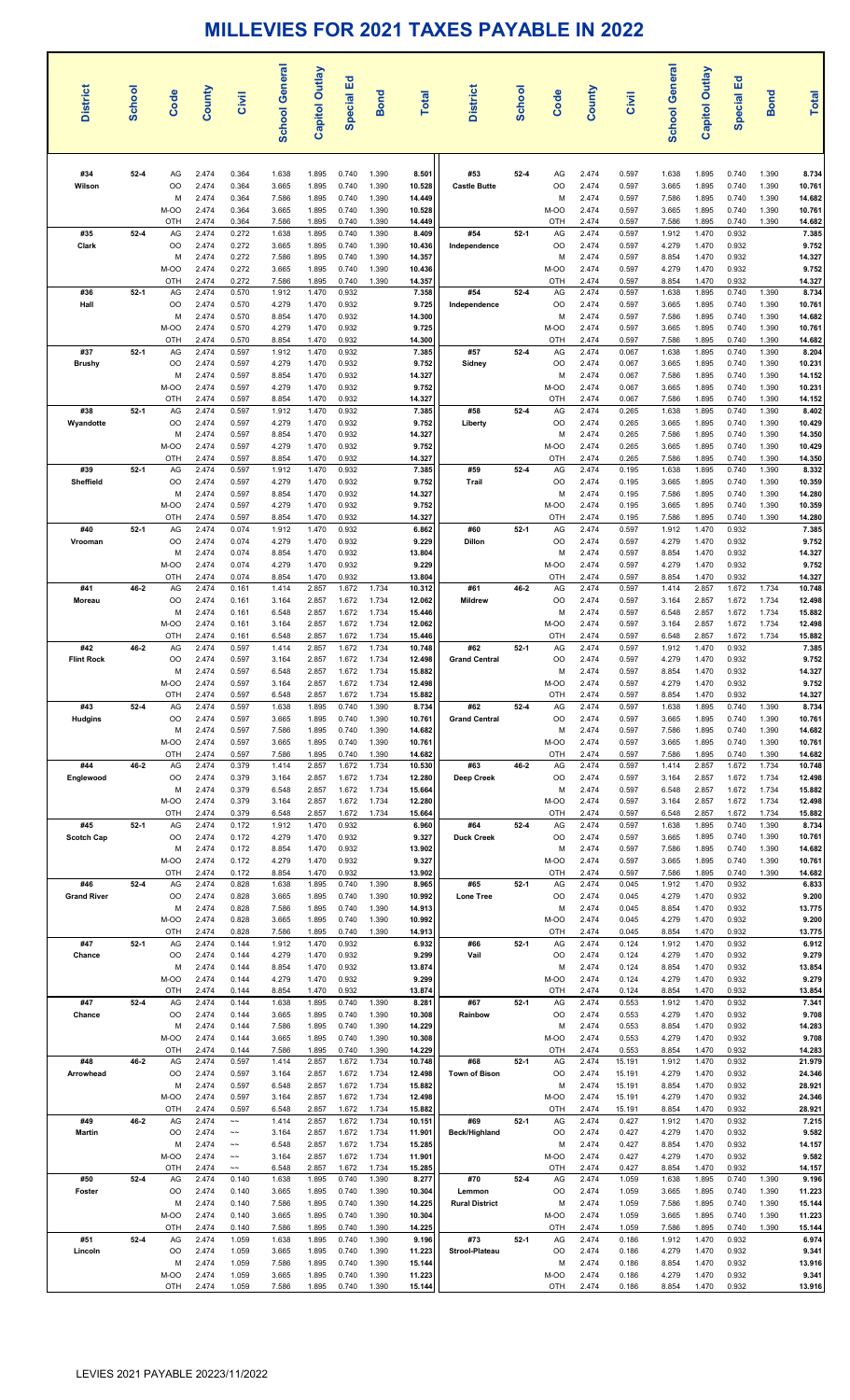# MILLEVIES FOR 2021 TAXES PAYABLE IN 2022

| District | School | Code | County | Civil | School General | Capitol Outlay | Special Ed | Bond | Total |
|---|---|---|---|---|---|---|---|---|---|
| #34 Wilson | 52-4 | AG | 2.474 | 0.364 | 1.638 | 1.895 | 0.740 | 1.390 | 8.501 |
| | | OO | 2.474 | 0.364 | 3.665 | 1.895 | 0.740 | 1.390 | 10.528 |
| | | M | 2.474 | 0.364 | 7.586 | 1.895 | 0.740 | 1.390 | 14.449 |
| | | M-OO | 2.474 | 0.364 | 3.665 | 1.895 | 0.740 | 1.390 | 10.528 |
| | | OTH | 2.474 | 0.364 | 7.586 | 1.895 | 0.740 | 1.390 | 14.449 |
| #35 Clark | 52-4 | AG | 2.474 | 0.272 | 1.638 | 1.895 | 0.740 | 1.390 | 8.409 |
| | | OO | 2.474 | 0.272 | 3.665 | 1.895 | 0.740 | 1.390 | 10.436 |
| | | M | 2.474 | 0.272 | 7.586 | 1.895 | 0.740 | 1.390 | 14.357 |
| | | M-OO | 2.474 | 0.272 | 3.665 | 1.895 | 0.740 | 1.390 | 10.436 |
| | | OTH | 2.474 | 0.272 | 7.586 | 1.895 | 0.740 | 1.390 | 14.357 |
| #36 Hall | 52-1 | AG | 2.474 | 0.570 | 1.912 | 1.470 | 0.932 | | 7.358 |
| | | OO | 2.474 | 0.570 | 4.279 | 1.470 | 0.932 | | 9.725 |
| | | M | 2.474 | 0.570 | 8.854 | 1.470 | 0.932 | | 14.300 |
| | | M-OO | 2.474 | 0.570 | 4.279 | 1.470 | 0.932 | | 9.725 |
| | | OTH | 2.474 | 0.570 | 8.854 | 1.470 | 0.932 | | 14.300 |
| #37 Brushy | 52-1 | AG | 2.474 | 0.597 | 1.912 | 1.470 | 0.932 | | 7.385 |
| | | OO | 2.474 | 0.597 | 4.279 | 1.470 | 0.932 | | 9.752 |
| | | M | 2.474 | 0.597 | 8.854 | 1.470 | 0.932 | | 14.327 |
| | | M-OO | 2.474 | 0.597 | 4.279 | 1.470 | 0.932 | | 9.752 |
| | | OTH | 2.474 | 0.597 | 8.854 | 1.470 | 0.932 | | 14.327 |
| #38 Wyandotte | 52-1 | AG | 2.474 | 0.597 | 1.912 | 1.470 | 0.932 | | 7.385 |
| | | OO | 2.474 | 0.597 | 4.279 | 1.470 | 0.932 | | 9.752 |
| | | M | 2.474 | 0.597 | 8.854 | 1.470 | 0.932 | | 14.327 |
| | | M-OO | 2.474 | 0.597 | 4.279 | 1.470 | 0.932 | | 9.752 |
| | | OTH | 2.474 | 0.597 | 8.854 | 1.470 | 0.932 | | 14.327 |
| #39 Sheffield | 52-1 | AG | 2.474 | 0.597 | 1.912 | 1.470 | 0.932 | | 7.385 |
| | | OO | 2.474 | 0.597 | 4.279 | 1.470 | 0.932 | | 9.752 |
| | | M | 2.474 | 0.597 | 8.854 | 1.470 | 0.932 | | 14.327 |
| | | M-OO | 2.474 | 0.597 | 4.279 | 1.470 | 0.932 | | 9.752 |
| | | OTH | 2.474 | 0.597 | 8.854 | 1.470 | 0.932 | | 14.327 |
| #40 Vrooman | 52-1 | AG | 2.474 | 0.074 | 1.912 | 1.470 | 0.932 | | 6.862 |
| | | OO | 2.474 | 0.074 | 4.279 | 1.470 | 0.932 | | 9.229 |
| | | M | 2.474 | 0.074 | 8.854 | 1.470 | 0.932 | | 13.804 |
| | | M-OO | 2.474 | 0.074 | 4.279 | 1.470 | 0.932 | | 9.229 |
| | | OTH | 2.474 | 0.074 | 8.854 | 1.470 | 0.932 | | 13.804 |
| #41 Moreau | 46-2 | AG | 2.474 | 0.161 | 1.414 | 2.857 | 1.672 | 1.734 | 10.312 |
| | | OO | 2.474 | 0.161 | 3.164 | 2.857 | 1.672 | 1.734 | 12.062 |
| | | M | 2.474 | 0.161 | 6.548 | 2.857 | 1.672 | 1.734 | 15.446 |
| | | M-OO | 2.474 | 0.161 | 3.164 | 2.857 | 1.672 | 1.734 | 12.062 |
| | | OTH | 2.474 | 0.161 | 6.548 | 2.857 | 1.672 | 1.734 | 15.446 |
| #42 Flint Rock | 46-2 | AG | 2.474 | 0.597 | 1.414 | 2.857 | 1.672 | 1.734 | 10.748 |
| | | OO | 2.474 | 0.597 | 3.164 | 2.857 | 1.672 | 1.734 | 12.498 |
| | | M | 2.474 | 0.597 | 6.548 | 2.857 | 1.672 | 1.734 | 15.882 |
| | | M-OO | 2.474 | 0.597 | 3.164 | 2.857 | 1.672 | 1.734 | 12.498 |
| | | OTH | 2.474 | 0.597 | 6.548 | 2.857 | 1.672 | 1.734 | 15.882 |
| #43 Hudgins | 52-4 | AG | 2.474 | 0.597 | 1.638 | 1.895 | 0.740 | 1.390 | 8.734 |
| | | OO | 2.474 | 0.597 | 3.665 | 1.895 | 0.740 | 1.390 | 10.761 |
| | | M | 2.474 | 0.597 | 7.586 | 1.895 | 0.740 | 1.390 | 14.682 |
| | | M-OO | 2.474 | 0.597 | 3.665 | 1.895 | 0.740 | 1.390 | 10.761 |
| | | OTH | 2.474 | 0.597 | 7.586 | 1.895 | 0.740 | 1.390 | 14.682 |
| #44 Englewood | 46-2 | AG | 2.474 | 0.379 | 1.414 | 2.857 | 1.672 | 1.734 | 10.530 |
| | | OO | 2.474 | 0.379 | 3.164 | 2.857 | 1.672 | 1.734 | 12.280 |
| | | M | 2.474 | 0.379 | 6.548 | 2.857 | 1.672 | 1.734 | 15.664 |
| | | M-OO | 2.474 | 0.379 | 3.164 | 2.857 | 1.672 | 1.734 | 12.280 |
| | | OTH | 2.474 | 0.379 | 6.548 | 2.857 | 1.672 | 1.734 | 15.664 |
| #45 Scotch Cap | 52-1 | AG | 2.474 | 0.172 | 1.912 | 1.470 | 0.932 | | 6.960 |
| | | OO | 2.474 | 0.172 | 4.279 | 1.470 | 0.932 | | 9.327 |
| | | M | 2.474 | 0.172 | 8.854 | 1.470 | 0.932 | | 13.902 |
| | | M-OO | 2.474 | 0.172 | 4.279 | 1.470 | 0.932 | | 9.327 |
| | | OTH | 2.474 | 0.172 | 8.854 | 1.470 | 0.932 | | 13.902 |
| #46 Grand River | 52-4 | AG | 2.474 | 0.828 | 1.638 | 1.895 | 0.740 | 1.390 | 8.965 |
| | | OO | 2.474 | 0.828 | 3.665 | 1.895 | 0.740 | 1.390 | 10.992 |
| | | M | 2.474 | 0.828 | 7.586 | 1.895 | 0.740 | 1.390 | 14.913 |
| | | M-OO | 2.474 | 0.828 | 3.665 | 1.895 | 0.740 | 1.390 | 10.992 |
| | | OTH | 2.474 | 0.828 | 7.586 | 1.895 | 0.740 | 1.390 | 14.913 |
| #47 Chance | 52-1 | AG | 2.474 | 0.144 | 1.912 | 1.470 | 0.932 | | 6.932 |
| | | OO | 2.474 | 0.144 | 4.279 | 1.470 | 0.932 | | 9.299 |
| | | M | 2.474 | 0.144 | 8.854 | 1.470 | 0.932 | | 13.874 |
| | | M-OO | 2.474 | 0.144 | 4.279 | 1.470 | 0.932 | | 9.299 |
| | | OTH | 2.474 | 0.144 | 8.854 | 1.470 | 0.932 | | 13.874 |
| #47 Chance | 52-4 | AG | 2.474 | 0.144 | 1.638 | 1.895 | 0.740 | 1.390 | 8.281 |
| | | OO | 2.474 | 0.144 | 3.665 | 1.895 | 0.740 | 1.390 | 10.308 |
| | | M | 2.474 | 0.144 | 7.586 | 1.895 | 0.740 | 1.390 | 14.229 |
| | | M-OO | 2.474 | 0.144 | 3.665 | 1.895 | 0.740 | 1.390 | 10.308 |
| | | OTH | 2.474 | 0.144 | 7.586 | 1.895 | 0.740 | 1.390 | 14.229 |
| #48 Arrowhead | 46-2 | AG | 2.474 | 0.597 | 1.414 | 2.857 | 1.672 | 1.734 | 10.748 |
| | | OO | 2.474 | 0.597 | 3.164 | 2.857 | 1.672 | 1.734 | 12.498 |
| | | M | 2.474 | 0.597 | 6.548 | 2.857 | 1.672 | 1.734 | 15.882 |
| | | M-OO | 2.474 | 0.597 | 3.164 | 2.857 | 1.672 | 1.734 | 12.498 |
| | | OTH | 2.474 | 0.597 | 6.548 | 2.857 | 1.672 | 1.734 | 15.882 |
| #49 Martin | 46-2 | AG | 2.474 | ~~ | 1.414 | 2.857 | 1.672 | 1.734 | 10.151 |
| | | OO | 2.474 | ~~ | 3.164 | 2.857 | 1.672 | 1.734 | 11.901 |
| | | M | 2.474 | ~~ | 6.548 | 2.857 | 1.672 | 1.734 | 15.285 |
| | | M-OO | 2.474 | ~~ | 3.164 | 2.857 | 1.672 | 1.734 | 11.901 |
| | | OTH | 2.474 | ~~ | 6.548 | 2.857 | 1.672 | 1.734 | 15.285 |
| #50 Foster | 52-4 | AG | 2.474 | 0.140 | 1.638 | 1.895 | 0.740 | 1.390 | 8.277 |
| | | OO | 2.474 | 0.140 | 3.665 | 1.895 | 0.740 | 1.390 | 10.304 |
| | | M | 2.474 | 0.140 | 7.586 | 1.895 | 0.740 | 1.390 | 14.225 |
| | | M-OO | 2.474 | 0.140 | 3.665 | 1.895 | 0.740 | 1.390 | 10.304 |
| | | OTH | 2.474 | 0.140 | 7.586 | 1.895 | 0.740 | 1.390 | 14.225 |
| #51 Lincoln | 52-4 | AG | 2.474 | 1.059 | 1.638 | 1.895 | 0.740 | 1.390 | 9.196 |
| | | OO | 2.474 | 1.059 | 3.665 | 1.895 | 0.740 | 1.390 | 11.223 |
| | | M | 2.474 | 1.059 | 7.586 | 1.895 | 0.740 | 1.390 | 15.144 |
| | | M-OO | 2.474 | 1.059 | 3.665 | 1.895 | 0.740 | 1.390 | 11.223 |
| | | OTH | 2.474 | 1.059 | 7.586 | 1.895 | 0.740 | 1.390 | 15.144 |
| #53 Castle Butte | 52-4 | AG | 2.474 | 0.597 | 1.638 | 1.895 | 0.740 | 1.390 | 8.734 |
| | | OO | 2.474 | 0.597 | 3.665 | 1.895 | 0.740 | 1.390 | 10.761 |
| | | M | 2.474 | 0.597 | 7.586 | 1.895 | 0.740 | 1.390 | 14.682 |
| | | M-OO | 2.474 | 0.597 | 3.665 | 1.895 | 0.740 | 1.390 | 10.761 |
| | | OTH | 2.474 | 0.597 | 7.586 | 1.895 | 0.740 | 1.390 | 14.682 |
| #54 Independence | 52-1 | AG | 2.474 | 0.597 | 1.912 | 1.470 | 0.932 | | 7.385 |
| | | OO | 2.474 | 0.597 | 4.279 | 1.470 | 0.932 | | 9.752 |
| | | M | 2.474 | 0.597 | 8.854 | 1.470 | 0.932 | | 14.327 |
| | | M-OO | 2.474 | 0.597 | 4.279 | 1.470 | 0.932 | | 9.752 |
| | | OTH | 2.474 | 0.597 | 8.854 | 1.470 | 0.932 | | 14.327 |
| #54 Independence | 52-4 | AG | 2.474 | 0.597 | 1.638 | 1.895 | 0.740 | 1.390 | 8.734 |
| | | OO | 2.474 | 0.597 | 3.665 | 1.895 | 0.740 | 1.390 | 10.761 |
| | | M | 2.474 | 0.597 | 7.586 | 1.895 | 0.740 | 1.390 | 14.682 |
| | | M-OO | 2.474 | 0.597 | 3.665 | 1.895 | 0.740 | 1.390 | 10.761 |
| | | OTH | 2.474 | 0.597 | 7.586 | 1.895 | 0.740 | 1.390 | 14.682 |
| #57 Sidney | 52-4 | AG | 2.474 | 0.067 | 1.638 | 1.895 | 0.740 | 1.390 | 8.204 |
| | | OO | 2.474 | 0.067 | 3.665 | 1.895 | 0.740 | 1.390 | 10.231 |
| | | M | 2.474 | 0.067 | 7.586 | 1.895 | 0.740 | 1.390 | 14.152 |
| | | M-OO | 2.474 | 0.067 | 3.665 | 1.895 | 0.740 | 1.390 | 10.231 |
| | | OTH | 2.474 | 0.067 | 7.586 | 1.895 | 0.740 | 1.390 | 14.152 |
| #58 Liberty | 52-4 | AG | 2.474 | 0.265 | 1.638 | 1.895 | 0.740 | 1.390 | 8.402 |
| | | OO | 2.474 | 0.265 | 3.665 | 1.895 | 0.740 | 1.390 | 10.429 |
| | | M | 2.474 | 0.265 | 7.586 | 1.895 | 0.740 | 1.390 | 14.350 |
| | | M-OO | 2.474 | 0.265 | 3.665 | 1.895 | 0.740 | 1.390 | 10.429 |
| | | OTH | 2.474 | 0.265 | 7.586 | 1.895 | 0.740 | 1.390 | 14.350 |
| #59 Trail | 52-4 | AG | 2.474 | 0.195 | 1.638 | 1.895 | 0.740 | 1.390 | 8.332 |
| | | OO | 2.474 | 0.195 | 3.665 | 1.895 | 0.740 | 1.390 | 10.359 |
| | | M | 2.474 | 0.195 | 7.586 | 1.895 | 0.740 | 1.390 | 14.280 |
| | | M-OO | 2.474 | 0.195 | 3.665 | 1.895 | 0.740 | 1.390 | 10.359 |
| | | OTH | 2.474 | 0.195 | 7.586 | 1.895 | 0.740 | 1.390 | 14.280 |
| #60 Dillon | 52-1 | AG | 2.474 | 0.597 | 1.912 | 1.470 | 0.932 | | 7.385 |
| | | OO | 2.474 | 0.597 | 4.279 | 1.470 | 0.932 | | 9.752 |
| | | M | 2.474 | 0.597 | 8.854 | 1.470 | 0.932 | | 14.327 |
| | | M-OO | 2.474 | 0.597 | 4.279 | 1.470 | 0.932 | | 9.752 |
| | | OTH | 2.474 | 0.597 | 8.854 | 1.470 | 0.932 | | 14.327 |
| #61 Mildrew | 46-2 | AG | 2.474 | 0.597 | 1.414 | 2.857 | 1.672 | 1.734 | 10.748 |
| | | OO | 2.474 | 0.597 | 3.164 | 2.857 | 1.672 | 1.734 | 12.498 |
| | | M | 2.474 | 0.597 | 6.548 | 2.857 | 1.672 | 1.734 | 15.882 |
| | | M-OO | 2.474 | 0.597 | 3.164 | 2.857 | 1.672 | 1.734 | 12.498 |
| | | OTH | 2.474 | 0.597 | 6.548 | 2.857 | 1.672 | 1.734 | 15.882 |
| #62 Grand Central | 52-1 | AG | 2.474 | 0.597 | 1.912 | 1.470 | 0.932 | | 7.385 |
| | | OO | 2.474 | 0.597 | 4.279 | 1.470 | 0.932 | | 9.752 |
| | | M | 2.474 | 0.597 | 8.854 | 1.470 | 0.932 | | 14.327 |
| | | M-OO | 2.474 | 0.597 | 4.279 | 1.470 | 0.932 | | 9.752 |
| | | OTH | 2.474 | 0.597 | 8.854 | 1.470 | 0.932 | | 14.327 |
| #62 Grand Central | 52-4 | AG | 2.474 | 0.597 | 1.638 | 1.895 | 0.740 | 1.390 | 8.734 |
| | | OO | 2.474 | 0.597 | 3.665 | 1.895 | 0.740 | 1.390 | 10.761 |
| | | M | 2.474 | 0.597 | 7.586 | 1.895 | 0.740 | 1.390 | 14.682 |
| | | M-OO | 2.474 | 0.597 | 3.665 | 1.895 | 0.740 | 1.390 | 10.761 |
| | | OTH | 2.474 | 0.597 | 7.586 | 1.895 | 0.740 | 1.390 | 14.682 |
| #63 Deep Creek | 46-2 | AG | 2.474 | 0.597 | 1.414 | 2.857 | 1.672 | 1.734 | 10.748 |
| | | OO | 2.474 | 0.597 | 3.164 | 2.857 | 1.672 | 1.734 | 12.498 |
| | | M | 2.474 | 0.597 | 6.548 | 2.857 | 1.672 | 1.734 | 15.882 |
| | | M-OO | 2.474 | 0.597 | 3.164 | 2.857 | 1.672 | 1.734 | 12.498 |
| | | OTH | 2.474 | 0.597 | 6.548 | 2.857 | 1.672 | 1.734 | 15.882 |
| #64 Duck Creek | 52-4 | AG | 2.474 | 0.597 | 1.638 | 1.895 | 0.740 | 1.390 | 8.734 |
| | | OO | 2.474 | 0.597 | 3.665 | 1.895 | 0.740 | 1.390 | 10.761 |
| | | M | 2.474 | 0.597 | 7.586 | 1.895 | 0.740 | 1.390 | 14.682 |
| | | M-OO | 2.474 | 0.597 | 3.665 | 1.895 | 0.740 | 1.390 | 10.761 |
| | | OTH | 2.474 | 0.597 | 7.586 | 1.895 | 0.740 | 1.390 | 14.682 |
| #65 Lone Tree | 52-1 | AG | 2.474 | 0.045 | 1.912 | 1.470 | 0.932 | | 6.833 |
| | | OO | 2.474 | 0.045 | 4.279 | 1.470 | 0.932 | | 9.200 |
| | | M | 2.474 | 0.045 | 8.854 | 1.470 | 0.932 | | 13.775 |
| | | M-OO | 2.474 | 0.045 | 4.279 | 1.470 | 0.932 | | 9.200 |
| | | OTH | 2.474 | 0.045 | 8.854 | 1.470 | 0.932 | | 13.775 |
| #66 Vail | 52-1 | AG | 2.474 | 0.124 | 1.912 | 1.470 | 0.932 | | 6.912 |
| | | OO | 2.474 | 0.124 | 4.279 | 1.470 | 0.932 | | 9.279 |
| | | M | 2.474 | 0.124 | 8.854 | 1.470 | 0.932 | | 13.854 |
| | | M-OO | 2.474 | 0.124 | 4.279 | 1.470 | 0.932 | | 9.279 |
| | | OTH | 2.474 | 0.124 | 8.854 | 1.470 | 0.932 | | 13.854 |
| #67 Rainbow | 52-1 | AG | 2.474 | 0.553 | 1.912 | 1.470 | 0.932 | | 7.341 |
| | | OO | 2.474 | 0.553 | 4.279 | 1.470 | 0.932 | | 9.708 |
| | | M | 2.474 | 0.553 | 8.854 | 1.470 | 0.932 | | 14.283 |
| | | M-OO | 2.474 | 0.553 | 4.279 | 1.470 | 0.932 | | 9.708 |
| | | OTH | 2.474 | 0.553 | 8.854 | 1.470 | 0.932 | | 14.283 |
| #68 Town of Bison | 52-1 | AG | 2.474 | 15.191 | 1.912 | 1.470 | 0.932 | | 21.979 |
| | | OO | 2.474 | 15.191 | 4.279 | 1.470 | 0.932 | | 24.346 |
| | | M | 2.474 | 15.191 | 8.854 | 1.470 | 0.932 | | 28.921 |
| | | M-OO | 2.474 | 15.191 | 4.279 | 1.470 | 0.932 | | 24.346 |
| | | OTH | 2.474 | 15.191 | 8.854 | 1.470 | 0.932 | | 28.921 |
| #69 Beck/Highland | 52-1 | AG | 2.474 | 0.427 | 1.912 | 1.470 | 0.932 | | 7.215 |
| | | OO | 2.474 | 0.427 | 4.279 | 1.470 | 0.932 | | 9.582 |
| | | M | 2.474 | 0.427 | 8.854 | 1.470 | 0.932 | | 14.157 |
| | | M-OO | 2.474 | 0.427 | 4.279 | 1.470 | 0.932 | | 9.582 |
| | | OTH | 2.474 | 0.427 | 8.854 | 1.470 | 0.932 | | 14.157 |
| #70 Lemmon Rural District | 52-4 | AG | 2.474 | 1.059 | 1.638 | 1.895 | 0.740 | 1.390 | 9.196 |
| | | OO | 2.474 | 1.059 | 3.665 | 1.895 | 0.740 | 1.390 | 11.223 |
| | | M | 2.474 | 1.059 | 7.586 | 1.895 | 0.740 | 1.390 | 15.144 |
| | | M-OO | 2.474 | 1.059 | 3.665 | 1.895 | 0.740 | 1.390 | 11.223 |
| | | OTH | 2.474 | 1.059 | 7.586 | 1.895 | 0.740 | 1.390 | 15.144 |
| #73 Strool-Plateau | 52-1 | AG | 2.474 | 0.186 | 1.912 | 1.470 | 0.932 | | 6.974 |
| | | OO | 2.474 | 0.186 | 4.279 | 1.470 | 0.932 | | 9.341 |
| | | M | 2.474 | 0.186 | 8.854 | 1.470 | 0.932 | | 13.916 |
| | | M-OO | 2.474 | 0.186 | 4.279 | 1.470 | 0.932 | | 9.341 |
| | | OTH | 2.474 | 0.186 | 8.854 | 1.470 | 0.932 | | 13.916 |

LEVIES 2021 PAYABLE 20223/11/2022